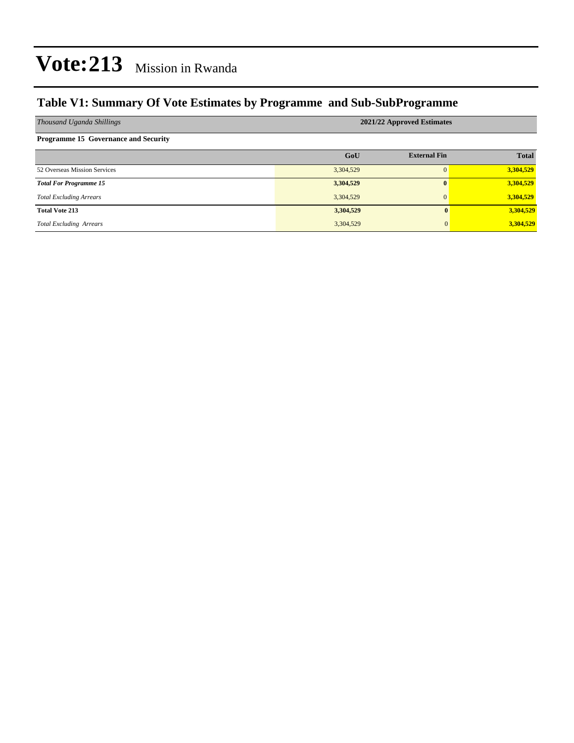# Vote:213 Mission in Rwanda

## Table V1: Summary Of Vote Estimates by Programme and Sub-SubProgramme

| *Thousand Uganda Shillings* | 2021/22 Approved Estimates | | |
|---|---|---|---|
| **Programme 15 Governance and Security** | | | |
| | **GoU** | **External Fin** | **Total** |
| 52 Overseas Mission Services | 3,304,529 | 0 | **3,304,529** |
| ***Total For Programme 15*** | **3,304,529** | **0** | **3,304,529** |
| *Total Excluding Arrears* | 3,304,529 | 0 | **3,304,529** |
| **Total Vote 213** | **3,304,529** | **0** | **3,304,529** |
| *Total Excluding Arrears* | 3,304,529 | 0 | **3,304,529** |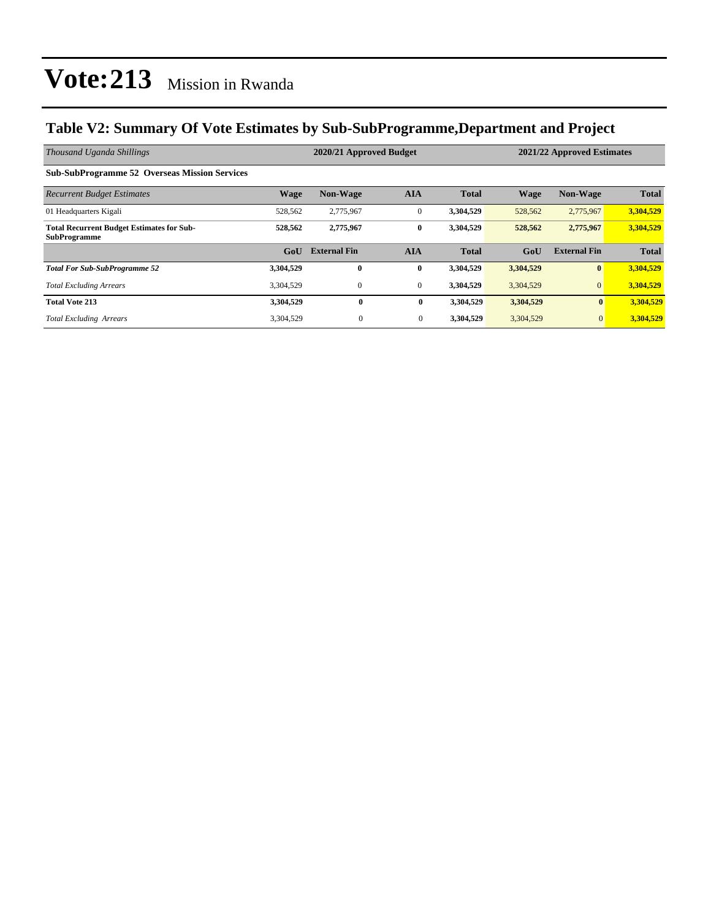# Vote:213 Mission in Rwanda

## Table V2: Summary Of Vote Estimates by Sub-SubProgramme,Department and Project

| *Thousand Uganda Shillings* | 2020/21 Approved Budget | | | | 2021/22 Approved Estimates | | |
|---|---|---|---|---|---|---|---|
| **Sub-SubProgramme 52 Overseas Mission Services** | | | | | | | |
| *Recurrent Budget Estimates* | **Wage** | **Non-Wage** | **AIA** | **Total** | **Wage** | **Non-Wage** | **Total** |
| 01 Headquarters Kigali | 528,562 | 2,775,967 | 0 | **3,304,529** | 528,562 | 2,775,967 | **3,304,529** |
| **Total Recurrent Budget Estimates for Sub-SubProgramme** | **528,562** | **2,775,967** | **0** | **3,304,529** | **528,562** | **2,775,967** | **3,304,529** |
| | **GoU** | **External Fin** | **AIA** | **Total** | **GoU** | **External Fin** | **Total** |
| ***Total For Sub-SubProgramme 52*** | **3,304,529** | **0** | **0** | **3,304,529** | **3,304,529** | **0** | **3,304,529** |
| *Total Excluding Arrears* | 3,304,529 | 0 | 0 | **3,304,529** | 3,304,529 | 0 | **3,304,529** |
| **Total Vote 213** | **3,304,529** | **0** | **0** | **3,304,529** | **3,304,529** | **0** | **3,304,529** |
| *Total Excluding Arrears* | 3,304,529 | 0 | 0 | **3,304,529** | 3,304,529 | 0 | **3,304,529** |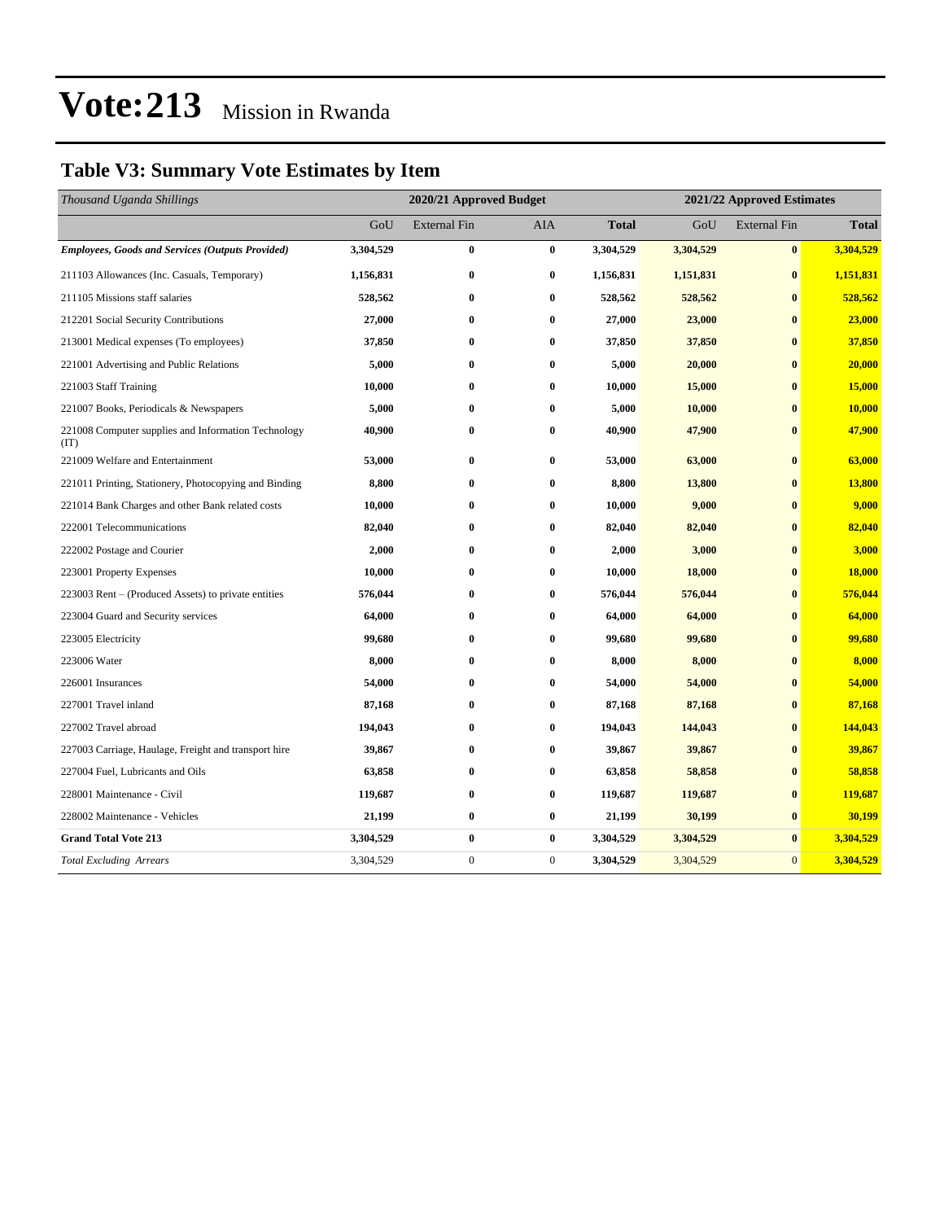# Vote:213 Mission in Rwanda

## Table V3: Summary Vote Estimates by Item

| *Thousand Uganda Shillings* | 2020/21 Approved Budget | | | | 2021/22 Approved Estimates | | |
|---|---|---|---|---|---|---|---|
| | GoU | External Fin | AIA | **Total** | GoU | External Fin | **Total** |
| ***Employees, Goods and Services (Outputs Provided)*** | **3,304,529** | **0** | **0** | **3,304,529** | **3,304,529** | **0** | **3,304,529** |
| 211103 Allowances (Inc. Casuals, Temporary) | **1,156,831** | **0** | **0** | **1,156,831** | **1,151,831** | **0** | **1,151,831** |
| 211105 Missions staff salaries | **528,562** | **0** | **0** | **528,562** | **528,562** | **0** | **528,562** |
| 212201 Social Security Contributions | **27,000** | **0** | **0** | **27,000** | **23,000** | **0** | **23,000** |
| 213001 Medical expenses (To employees) | **37,850** | **0** | **0** | **37,850** | **37,850** | **0** | **37,850** |
| 221001 Advertising and Public Relations | **5,000** | **0** | **0** | **5,000** | **20,000** | **0** | **20,000** |
| 221003 Staff Training | **10,000** | **0** | **0** | **10,000** | **15,000** | **0** | **15,000** |
| 221007 Books, Periodicals & Newspapers | **5,000** | **0** | **0** | **5,000** | **10,000** | **0** | **10,000** |
| 221008 Computer supplies and Information Technology (IT) | **40,900** | **0** | **0** | **40,900** | **47,900** | **0** | **47,900** |
| 221009 Welfare and Entertainment | **53,000** | **0** | **0** | **53,000** | **63,000** | **0** | **63,000** |
| 221011 Printing, Stationery, Photocopying and Binding | **8,800** | **0** | **0** | **8,800** | **13,800** | **0** | **13,800** |
| 221014 Bank Charges and other Bank related costs | **10,000** | **0** | **0** | **10,000** | **9,000** | **0** | **9,000** |
| 222001 Telecommunications | **82,040** | **0** | **0** | **82,040** | **82,040** | **0** | **82,040** |
| 222002 Postage and Courier | **2,000** | **0** | **0** | **2,000** | **3,000** | **0** | **3,000** |
| 223001 Property Expenses | **10,000** | **0** | **0** | **10,000** | **18,000** | **0** | **18,000** |
| 223003 Rent – (Produced Assets) to private entities | **576,044** | **0** | **0** | **576,044** | **576,044** | **0** | **576,044** |
| 223004 Guard and Security services | **64,000** | **0** | **0** | **64,000** | **64,000** | **0** | **64,000** |
| 223005 Electricity | **99,680** | **0** | **0** | **99,680** | **99,680** | **0** | **99,680** |
| 223006 Water | **8,000** | **0** | **0** | **8,000** | **8,000** | **0** | **8,000** |
| 226001 Insurances | **54,000** | **0** | **0** | **54,000** | **54,000** | **0** | **54,000** |
| 227001 Travel inland | **87,168** | **0** | **0** | **87,168** | **87,168** | **0** | **87,168** |
| 227002 Travel abroad | **194,043** | **0** | **0** | **194,043** | **144,043** | **0** | **144,043** |
| 227003 Carriage, Haulage, Freight and transport hire | **39,867** | **0** | **0** | **39,867** | **39,867** | **0** | **39,867** |
| 227004 Fuel, Lubricants and Oils | **63,858** | **0** | **0** | **63,858** | **58,858** | **0** | **58,858** |
| 228001 Maintenance - Civil | **119,687** | **0** | **0** | **119,687** | **119,687** | **0** | **119,687** |
| 228002 Maintenance - Vehicles | **21,199** | **0** | **0** | **21,199** | **30,199** | **0** | **30,199** |
| **Grand Total Vote 213** | **3,304,529** | **0** | **0** | **3,304,529** | **3,304,529** | **0** | **3,304,529** |
| *Total Excluding Arrears* | 3,304,529 | 0 | 0 | **3,304,529** | 3,304,529 | 0 | **3,304,529** |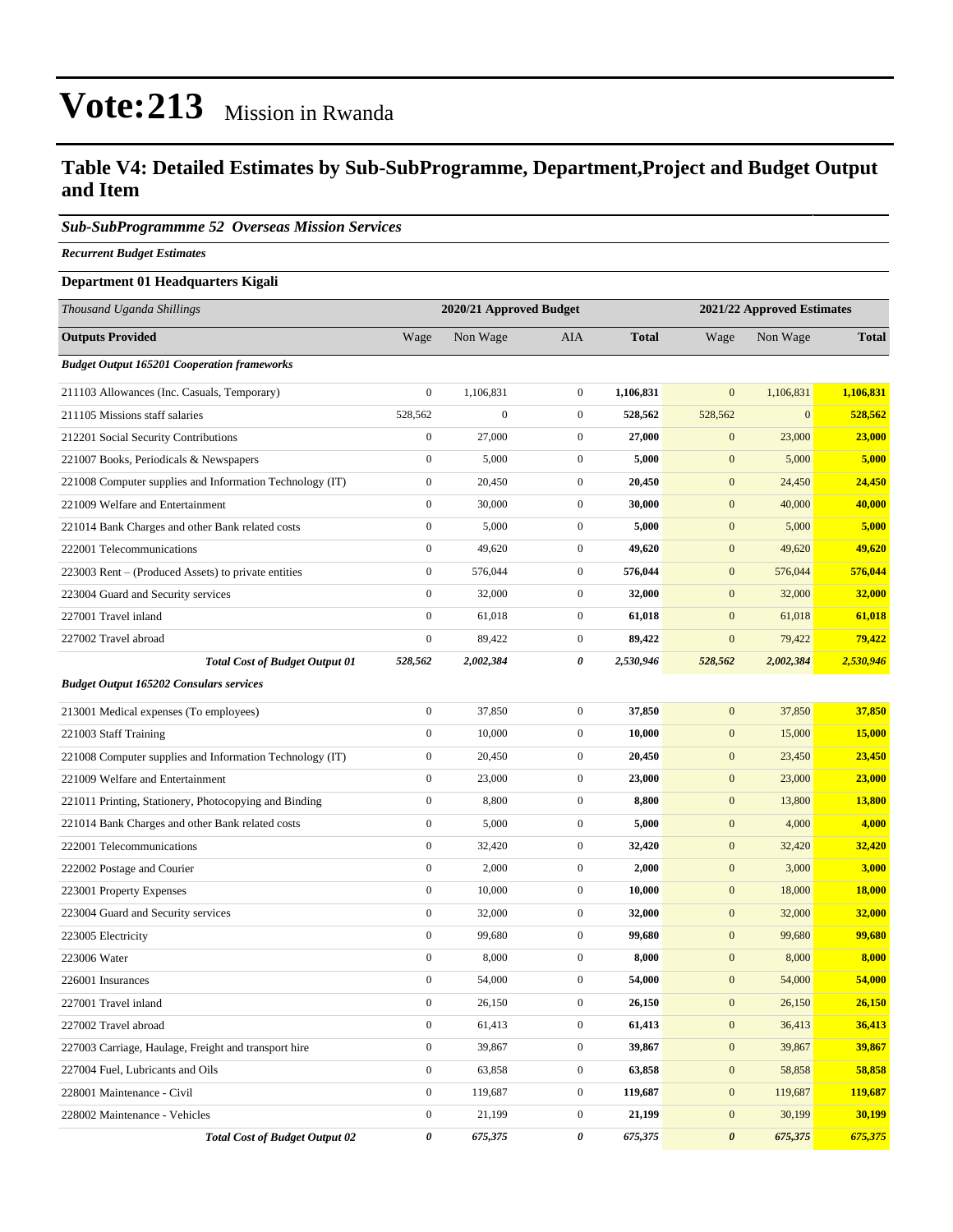# Vote:213 Mission in Rwanda

## Table V4: Detailed Estimates by Sub-SubProgramme, Department,Project and Budget Output and Item

### *Sub-SubProgrammme 52 Overseas Mission Services*

***Recurrent Budget Estimates***

**Department 01 Headquarters Kigali**

| *Thousand Uganda Shillings* | 2020/21 Approved Budget | | | | 2021/22 Approved Estimates | | |
|---|---|---|---|---|---|---|---|
| **Outputs Provided** | Wage | Non Wage | AIA | **Total** | Wage | Non Wage | **Total** |
| ***Budget Output 165201 Cooperation frameworks*** | | | | | | | |
| 211103 Allowances (Inc. Casuals, Temporary) | 0 | 1,106,831 | 0 | **1,106,831** | 0 | 1,106,831 | **1,106,831** |
| 211105 Missions staff salaries | 528,562 | 0 | 0 | **528,562** | 528,562 | 0 | **528,562** |
| 212201 Social Security Contributions | 0 | 27,000 | 0 | **27,000** | 0 | 23,000 | **23,000** |
| 221007 Books, Periodicals & Newspapers | 0 | 5,000 | 0 | **5,000** | 0 | 5,000 | **5,000** |
| 221008 Computer supplies and Information Technology (IT) | 0 | 20,450 | 0 | **20,450** | 0 | 24,450 | **24,450** |
| 221009 Welfare and Entertainment | 0 | 30,000 | 0 | **30,000** | 0 | 40,000 | **40,000** |
| 221014 Bank Charges and other Bank related costs | 0 | 5,000 | 0 | **5,000** | 0 | 5,000 | **5,000** |
| 222001 Telecommunications | 0 | 49,620 | 0 | **49,620** | 0 | 49,620 | **49,620** |
| 223003 Rent – (Produced Assets) to private entities | 0 | 576,044 | 0 | **576,044** | 0 | 576,044 | **576,044** |
| 223004 Guard and Security services | 0 | 32,000 | 0 | **32,000** | 0 | 32,000 | **32,000** |
| 227001 Travel inland | 0 | 61,018 | 0 | **61,018** | 0 | 61,018 | **61,018** |
| 227002 Travel abroad | 0 | 89,422 | 0 | **89,422** | 0 | 79,422 | **79,422** |
| ***Total Cost of Budget Output 01*** | ***528,562*** | ***2,002,384*** | ***0*** | ***2,530,946*** | ***528,562*** | ***2,002,384*** | ***2,530,946*** |
| ***Budget Output 165202 Consulars services*** | | | | | | | |
| 213001 Medical expenses (To employees) | 0 | 37,850 | 0 | **37,850** | 0 | 37,850 | **37,850** |
| 221003 Staff Training | 0 | 10,000 | 0 | **10,000** | 0 | 15,000 | **15,000** |
| 221008 Computer supplies and Information Technology (IT) | 0 | 20,450 | 0 | **20,450** | 0 | 23,450 | **23,450** |
| 221009 Welfare and Entertainment | 0 | 23,000 | 0 | **23,000** | 0 | 23,000 | **23,000** |
| 221011 Printing, Stationery, Photocopying and Binding | 0 | 8,800 | 0 | **8,800** | 0 | 13,800 | **13,800** |
| 221014 Bank Charges and other Bank related costs | 0 | 5,000 | 0 | **5,000** | 0 | 4,000 | **4,000** |
| 222001 Telecommunications | 0 | 32,420 | 0 | **32,420** | 0 | 32,420 | **32,420** |
| 222002 Postage and Courier | 0 | 2,000 | 0 | **2,000** | 0 | 3,000 | **3,000** |
| 223001 Property Expenses | 0 | 10,000 | 0 | **10,000** | 0 | 18,000 | **18,000** |
| 223004 Guard and Security services | 0 | 32,000 | 0 | **32,000** | 0 | 32,000 | **32,000** |
| 223005 Electricity | 0 | 99,680 | 0 | **99,680** | 0 | 99,680 | **99,680** |
| 223006 Water | 0 | 8,000 | 0 | **8,000** | 0 | 8,000 | **8,000** |
| 226001 Insurances | 0 | 54,000 | 0 | **54,000** | 0 | 54,000 | **54,000** |
| 227001 Travel inland | 0 | 26,150 | 0 | **26,150** | 0 | 26,150 | **26,150** |
| 227002 Travel abroad | 0 | 61,413 | 0 | **61,413** | 0 | 36,413 | **36,413** |
| 227003 Carriage, Haulage, Freight and transport hire | 0 | 39,867 | 0 | **39,867** | 0 | 39,867 | **39,867** |
| 227004 Fuel, Lubricants and Oils | 0 | 63,858 | 0 | **63,858** | 0 | 58,858 | **58,858** |
| 228001 Maintenance - Civil | 0 | 119,687 | 0 | **119,687** | 0 | 119,687 | **119,687** |
| 228002 Maintenance - Vehicles | 0 | 21,199 | 0 | **21,199** | 0 | 30,199 | **30,199** |
| ***Total Cost of Budget Output 02*** | ***0*** | ***675,375*** | ***0*** | ***675,375*** | ***0*** | ***675,375*** | ***675,375*** |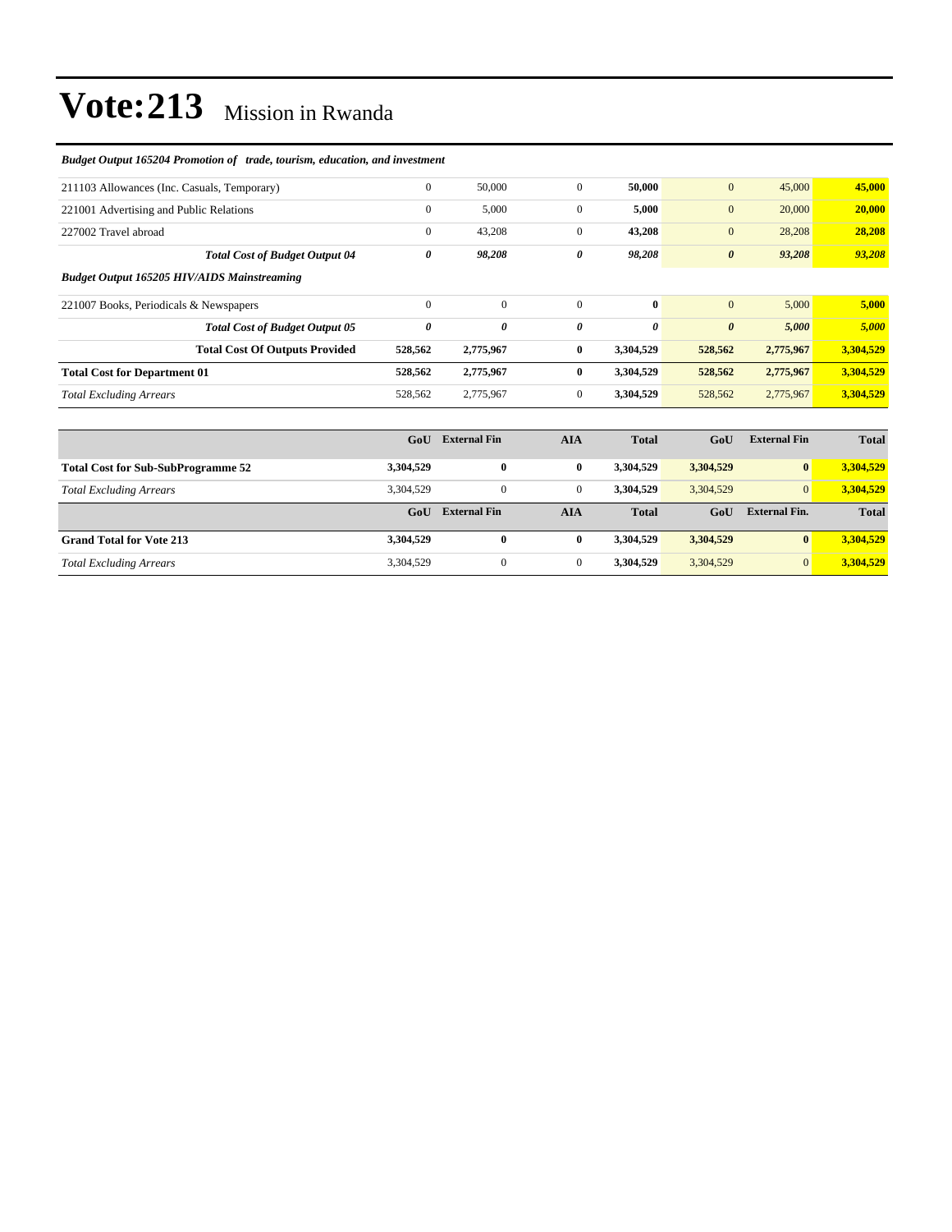# Vote:213 Mission in Rwanda

***Budget Output 165204 Promotion of trade, tourism, education, and investment***

| | | | | | | | |
|---|---|---|---|---|---|---|---|
| 211103 Allowances (Inc. Casuals, Temporary) | 0 | 50,000 | 0 | **50,000** | 0 | 45,000 | **45,000** |
| 221001 Advertising and Public Relations | 0 | 5,000 | 0 | **5,000** | 0 | 20,000 | **20,000** |
| 227002 Travel abroad | 0 | 43,208 | 0 | **43,208** | 0 | 28,208 | **28,208** |
| ***Total Cost of Budget Output 04*** | ***0*** | ***98,208*** | ***0*** | ***98,208*** | ***0*** | ***93,208*** | ***93,208*** |
| ***Budget Output 165205 HIV/AIDS Mainstreaming*** | | | | | | | |
| 221007 Books, Periodicals & Newspapers | 0 | 0 | 0 | **0** | 0 | 5,000 | **5,000** |
| ***Total Cost of Budget Output 05*** | ***0*** | ***0*** | ***0*** | ***0*** | ***0*** | ***5,000*** | ***5,000*** |
| **Total Cost Of Outputs Provided** | **528,562** | **2,775,967** | **0** | **3,304,529** | **528,562** | **2,775,967** | **3,304,529** |
| **Total Cost for Department 01** | **528,562** | **2,775,967** | **0** | **3,304,529** | **528,562** | **2,775,967** | **3,304,529** |
| *Total Excluding Arrears* | 528,562 | 2,775,967 | 0 | **3,304,529** | 528,562 | 2,775,967 | **3,304,529** |

| | GoU | External Fin | AIA | Total | GoU | External Fin | Total |
|---|---|---|---|---|---|---|---|
| **Total Cost for Sub-SubProgramme 52** | **3,304,529** | **0** | **0** | **3,304,529** | **3,304,529** | **0** | **3,304,529** |
| *Total Excluding Arrears* | 3,304,529 | 0 | 0 | **3,304,529** | 3,304,529 | 0 | **3,304,529** |

| | GoU | External Fin | AIA | Total | GoU | External Fin. | Total |
|---|---|---|---|---|---|---|---|
| **Grand Total for Vote 213** | **3,304,529** | **0** | **0** | **3,304,529** | **3,304,529** | **0** | **3,304,529** |
| *Total Excluding Arrears* | 3,304,529 | 0 | 0 | **3,304,529** | 3,304,529 | 0 | **3,304,529** |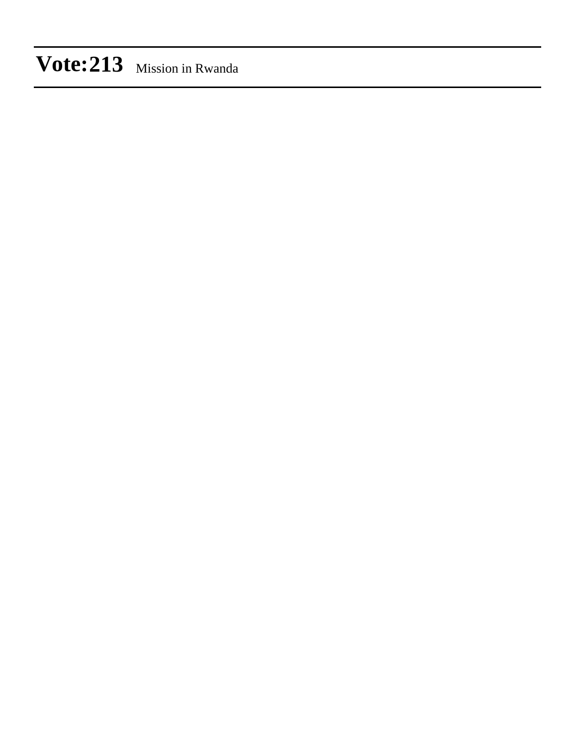# Vote:213 Mission in Rwanda